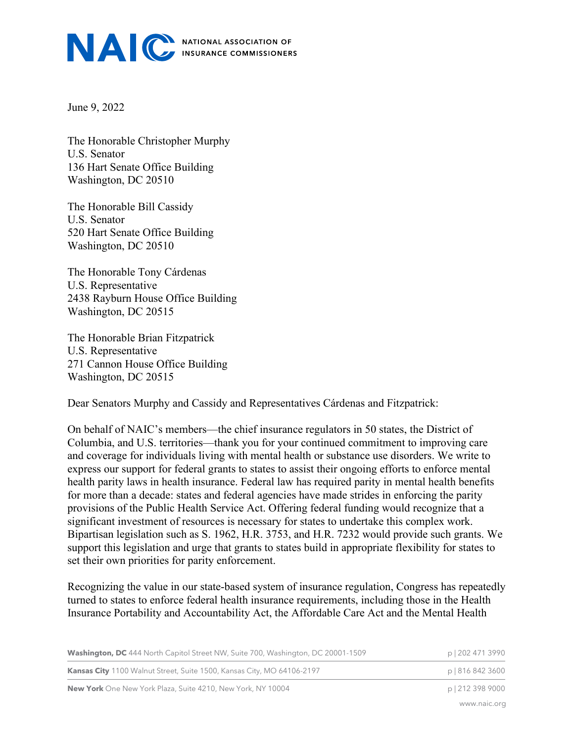NAIC NATIONAL ASSOCIATION OF INSURANCE COMMISSIONERS

June 9, 2022

The Honorable Christopher Murphy
U.S. Senator
136 Hart Senate Office Building
Washington, DC 20510

The Honorable Bill Cassidy
U.S. Senator
520 Hart Senate Office Building
Washington, DC 20510

The Honorable Tony Cárdenas
U.S. Representative
2438 Rayburn House Office Building
Washington, DC 20515

The Honorable Brian Fitzpatrick
U.S. Representative
271 Cannon House Office Building
Washington, DC 20515

Dear Senators Murphy and Cassidy and Representatives Cárdenas and Fitzpatrick:

On behalf of NAIC's members—the chief insurance regulators in 50 states, the District of Columbia, and U.S. territories—thank you for your continued commitment to improving care and coverage for individuals living with mental health or substance use disorders. We write to express our support for federal grants to states to assist their ongoing efforts to enforce mental health parity laws in health insurance. Federal law has required parity in mental health benefits for more than a decade: states and federal agencies have made strides in enforcing the parity provisions of the Public Health Service Act. Offering federal funding would recognize that a significant investment of resources is necessary for states to undertake this complex work. Bipartisan legislation such as S. 1962, H.R. 3753, and H.R. 7232 would provide such grants. We support this legislation and urge that grants to states build in appropriate flexibility for states to set their own priorities for parity enforcement.

Recognizing the value in our state-based system of insurance regulation, Congress has repeatedly turned to states to enforce federal health insurance requirements, including those in the Health Insurance Portability and Accountability Act, the Affordable Care Act and the Mental Health

**Washington, DC** 444 North Capitol Street NW, Suite 700, Washington, DC 20001-1509 p | 202 471 3990

**Kansas City** 1100 Walnut Street, Suite 1500, Kansas City, MO 64106-2197 p | 816 842 3600

**New York** One New York Plaza, Suite 4210, New York, NY 10004 p | 212 398 9000

www.naic.org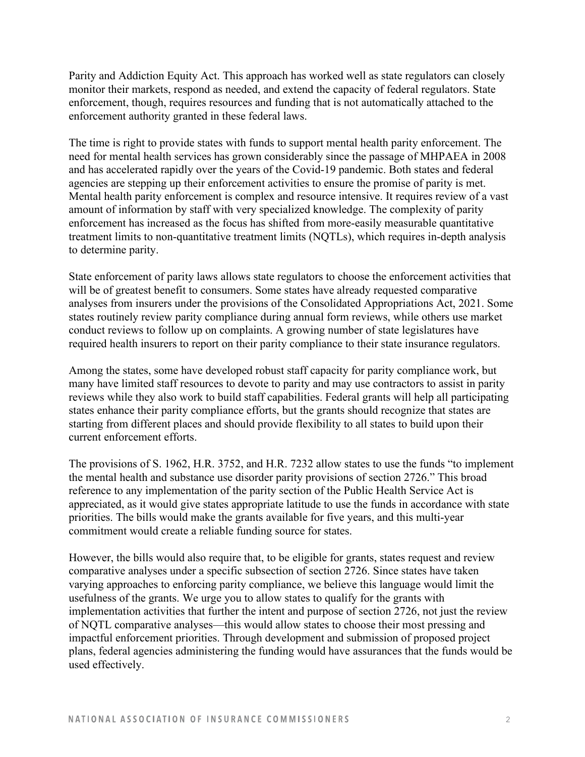Parity and Addiction Equity Act. This approach has worked well as state regulators can closely monitor their markets, respond as needed, and extend the capacity of federal regulators. State enforcement, though, requires resources and funding that is not automatically attached to the enforcement authority granted in these federal laws.

The time is right to provide states with funds to support mental health parity enforcement. The need for mental health services has grown considerably since the passage of MHPAEA in 2008 and has accelerated rapidly over the years of the Covid-19 pandemic. Both states and federal agencies are stepping up their enforcement activities to ensure the promise of parity is met. Mental health parity enforcement is complex and resource intensive. It requires review of a vast amount of information by staff with very specialized knowledge. The complexity of parity enforcement has increased as the focus has shifted from more-easily measurable quantitative treatment limits to non-quantitative treatment limits (NQTLs), which requires in-depth analysis to determine parity.

State enforcement of parity laws allows state regulators to choose the enforcement activities that will be of greatest benefit to consumers. Some states have already requested comparative analyses from insurers under the provisions of the Consolidated Appropriations Act, 2021. Some states routinely review parity compliance during annual form reviews, while others use market conduct reviews to follow up on complaints. A growing number of state legislatures have required health insurers to report on their parity compliance to their state insurance regulators.

Among the states, some have developed robust staff capacity for parity compliance work, but many have limited staff resources to devote to parity and may use contractors to assist in parity reviews while they also work to build staff capabilities. Federal grants will help all participating states enhance their parity compliance efforts, but the grants should recognize that states are starting from different places and should provide flexibility to all states to build upon their current enforcement efforts.

The provisions of S. 1962, H.R. 3752, and H.R. 7232 allow states to use the funds "to implement the mental health and substance use disorder parity provisions of section 2726." This broad reference to any implementation of the parity section of the Public Health Service Act is appreciated, as it would give states appropriate latitude to use the funds in accordance with state priorities. The bills would make the grants available for five years, and this multi-year commitment would create a reliable funding source for states.

However, the bills would also require that, to be eligible for grants, states request and review comparative analyses under a specific subsection of section 2726. Since states have taken varying approaches to enforcing parity compliance, we believe this language would limit the usefulness of the grants. We urge you to allow states to qualify for the grants with implementation activities that further the intent and purpose of section 2726, not just the review of NQTL comparative analyses—this would allow states to choose their most pressing and impactful enforcement priorities. Through development and submission of proposed project plans, federal agencies administering the funding would have assurances that the funds would be used effectively.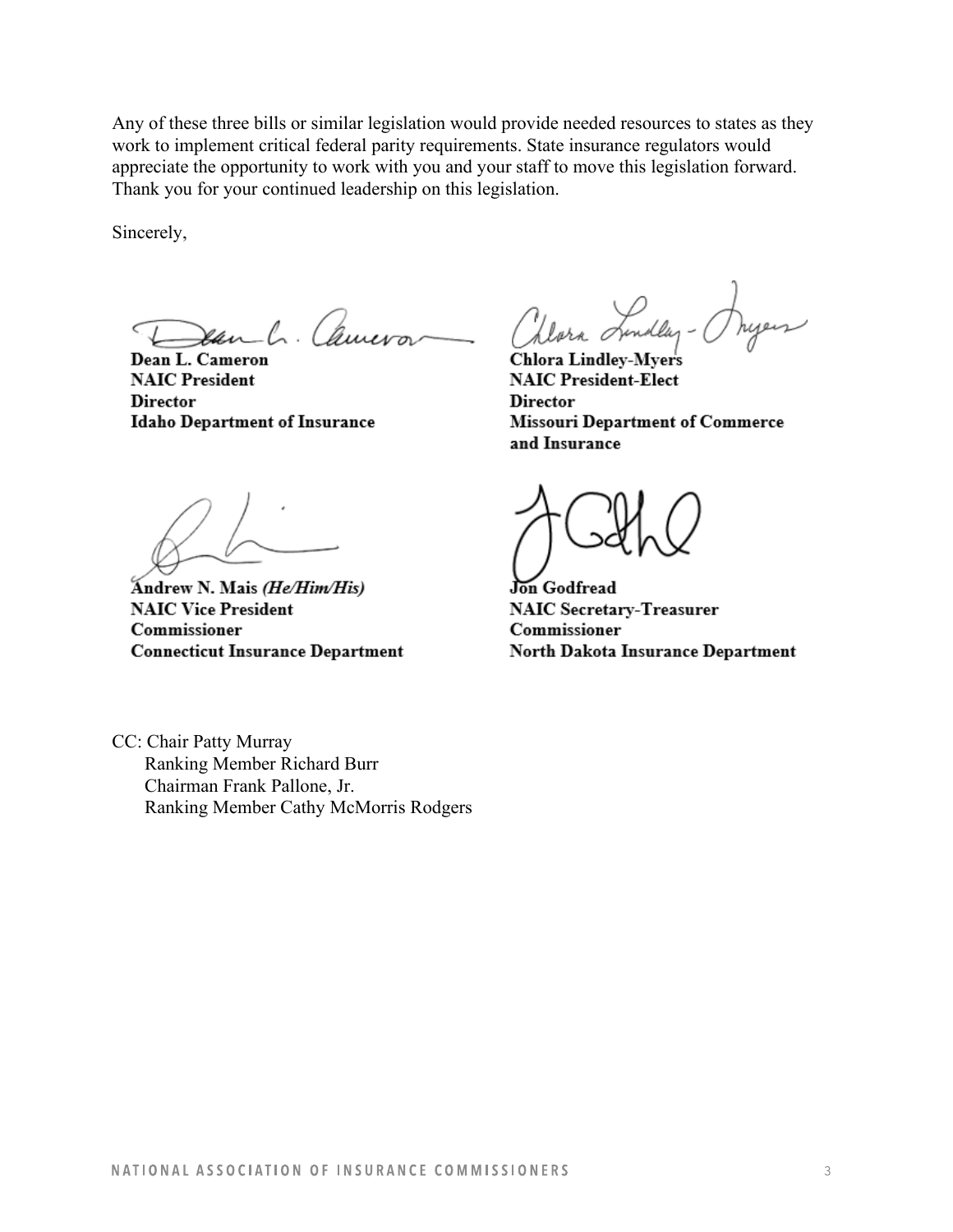Any of these three bills or similar legislation would provide needed resources to states as they work to implement critical federal parity requirements. State insurance regulators would appreciate the opportunity to work with you and your staff to move this legislation forward. Thank you for your continued leadership on this legislation.

Sincerely,

**Dean L. Cameron**
**NAIC President**
**Director**
**Idaho Department of Insurance**

**Chlora Lindley-Myers**
**NAIC President-Elect**
**Director**
**Missouri Department of Commerce and Insurance**

**Andrew N. Mais *(He/Him/His)***
**NAIC Vice President**
**Commissioner**
**Connecticut Insurance Department**

**Jon Godfread**
**NAIC Secretary-Treasurer**
**Commissioner**
**North Dakota Insurance Department**

CC: Chair Patty Murray
Ranking Member Richard Burr
Chairman Frank Pallone, Jr.
Ranking Member Cathy McMorris Rodgers